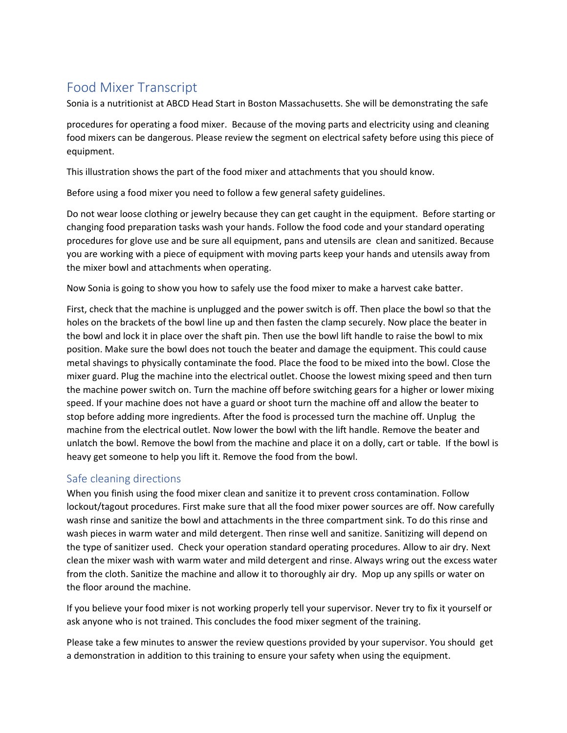# Food Mixer Transcript

Sonia is a nutritionist at ABCD Head Start in Boston Massachusetts. She will be demonstrating the safe procedures for operating a food mixer. Because of the moving parts and electricity using and cleaning food mixers can be dangerous. Please review the segment on electrical safety before using this piece of equipment.

This illustration shows the part of the food mixer and attachments that you should know.

Before using a food mixer you need to follow a few general safety guidelines.

Do not wear loose clothing or jewelry because they can get caught in the equipment. Before starting or changing food preparation tasks wash your hands. Follow the food code and your standard operating procedures for glove use and be sure all equipment, pans and utensils are clean and sanitized. Because you are working with a piece of equipment with moving parts keep your hands and utensils away from the mixer bowl and attachments when operating.

Now Sonia is going to show you how to safely use the food mixer to make a harvest cake batter.

First, check that the machine is unplugged and the power switch is off. Then place the bowl so that the holes on the brackets of the bowl line up and then fasten the clamp securely. Now place the beater in the bowl and lock it in place over the shaft pin. Then use the bowl lift handle to raise the bowl to mix position. Make sure the bowl does not touch the beater and damage the equipment. This could cause metal shavings to physically contaminate the food. Place the food to be mixed into the bowl. Close the mixer guard. Plug the machine into the electrical outlet. Choose the lowest mixing speed and then turn the machine power switch on. Turn the machine off before switching gears for a higher or lower mixing speed. If your machine does not have a guard or shoot turn the machine off and allow the beater to stop before adding more ingredients. After the food is processed turn the machine off. Unplug the machine from the electrical outlet. Now lower the bowl with the lift handle. Remove the beater and unlatch the bowl. Remove the bowl from the machine and place it on a dolly, cart or table. If the bowl is heavy get someone to help you lift it. Remove the food from the bowl.

## Safe cleaning directions

When you finish using the food mixer clean and sanitize it to prevent cross contamination. Follow lockout/tagout procedures. First make sure that all the food mixer power sources are off. Now carefully wash rinse and sanitize the bowl and attachments in the three compartment sink. To do this rinse and wash pieces in warm water and mild detergent. Then rinse well and sanitize. Sanitizing will depend on the type of sanitizer used. Check your operation standard operating procedures. Allow to air dry. Next clean the mixer wash with warm water and mild detergent and rinse. Always wring out the excess water from the cloth. Sanitize the machine and allow it to thoroughly air dry. Mop up any spills or water on the floor around the machine.

If you believe your food mixer is not working properly tell your supervisor. Never try to fix it yourself or ask anyone who is not trained. This concludes the food mixer segment of the training.

Please take a few minutes to answer the review questions provided by your supervisor. You should get a demonstration in addition to this training to ensure your safety when using the equipment.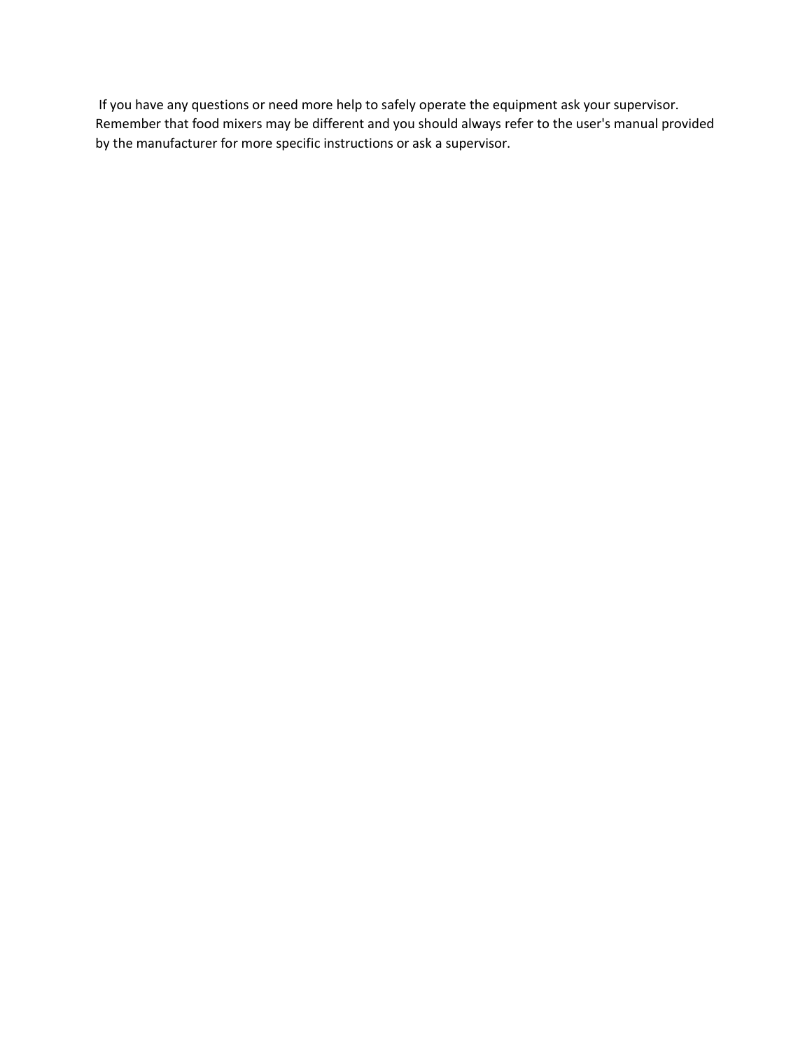If you have any questions or need more help to safely operate the equipment ask your supervisor. Remember that food mixers may be different and you should always refer to the user's manual provided by the manufacturer for more specific instructions or ask a supervisor.